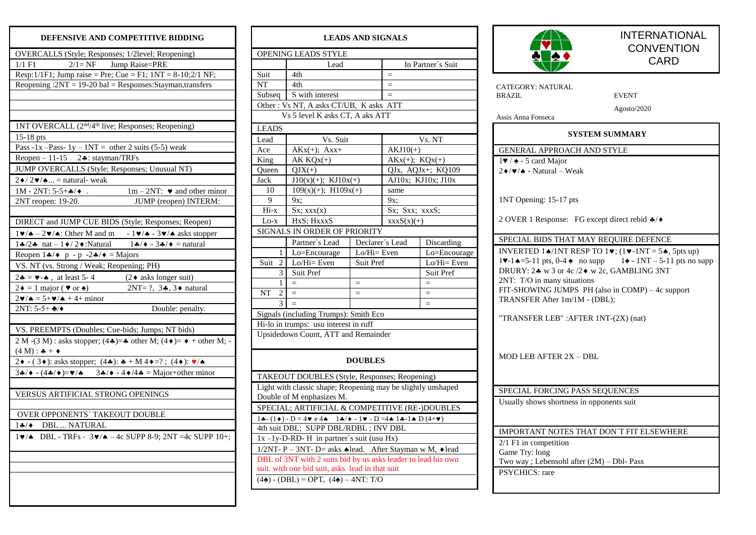## DEFENSIVE AND COMPETITIVE BIDDING

**OVERCALLS (Style; Responses; 1/2level; Reopening)**

1/1 F1 2/1= NF Jump Raise=PRE

Resp:1/1F1; Jump raise = Pre; Cue = F1; 1NT = 8-10;2/1 NF;

Reopening :2NT = 19-20 bal = Responses:Stayman,transfers

**1NT OVERCALL (2nd/4th live; Responses; Reopening)**

15-18 pts

Pass -1x –Pass- 1y – 1NT = other 2 suits (5-5) weak

Reopen – 11-15 . 2♣: stayman/TRFs

**JUMP OVERCALLS (Style; Responses; Unusual NT)**

2♦/ 2♥/♠... = natural- weak

1M - 2NT: 5-5+♣/♦ . 1m – 2NT: ♥ and other minor

2NT reopen: 19-20. JUMP (reopen) INTERM:

**DIRECT and JUMP CUE BIDS (Style; Responses; Reopen)**

1♥/♠ – 2♥/♠: Other M and m - 1♥/♠ - 3♥/♠ asks stopper

1♣/2♣ nat – 1♦/ 2♦:Natural 1♣/♦ - 3♣/♦ = natural

Reopen 1♣/♦ p - p -2♣/♦ = Majors

**VS. NT (vs. Strong / Weak; Reopening; PH)**

2♣ = ♥-♠ , at least 5- 4 (2♦ asks longer suit)

2♦ = 1 major ( ♥ or ♠) 2NT= ?, 3♣, 3♦ natural

2♥/♠ = 5+♥/♠ + 4+ minor

2NT: 5-5+ ♣/♦ Double: penalty.

**VS. PREEMPTS (Doubles; Cue-bids; Jumps; NT bids)**

2 M -(3 M) : asks stopper; (4♣)=♣ other M; (4♦)= ♦ + other M; -(4 M) : ♣ + ♦

2♦ - ( 3♦): asks stopper; (4♣): ♣ + M 4♦=? ; (4♦): ♥/♠

3♣/♦ - (4♣/♦)=♥/♠ 3♣/♦ - 4♦/4♣ = Major+other minor

**VERSUS ARTIFICIAL STRONG OPENINGS**

**OVER OPPONENTS´ TAKEOUT DOUBLE**

1♣/♦ DBL ... NATURAL

1♥/♠ DBL - TRFs - 3♥/♠ – 4c SUPP 8-9; 2NT =4c SUPP 10+;

## LEADS AND SIGNALS

**OPENING LEADS STYLE**

| | Lead | In Partner´s Suit |
|---|---|---|
| Suit | 4th | = |
| NT | 4th | = |
| Subseq | S with interest | = |

Other : Vs NT, A asks CT/UB, K asks ATT

Vs 5 level K asks CT, A aks ATT

**LEADS**

| Lead | Vs. Suit | Vs. NT |
|---|---|---|
| Ace | AKx(+); Axx+ | AKJ10(+) |
| King | AK KQx(+) | AKx(+); KQx(+) |
| Queen | QJX(+) | QJx, AQJx+; KQ109 |
| Jack | J10(x)(+); KJ10x(+) | AJ10x; KJ10x; J10x |
| 10 | 109(x)(+); H109x(+) | same |
| 9 | 9x; | 9x; |
| Hi-x | Sx; xxx(x) | Sx; Sxx; xxxS; |
| Lo-x | HxS; HxxxS | xxxS(x)(+) |

**SIGNALS IN ORDER OF PRIORITY**

| | | Partner´s Lead | Declarer´s Lead | Discarding |
|---|---|---|---|---|
| Suit | 1 | Lo=Encourage | Lo/Hi= Even | Lo=Encourage |
| | 2 | Lo/Hi= Even | Suit Pref | Lo/Hi= Even |
| | 3 | Suit Pref | | Suit Pref |
| NT | 1 | = | = | = |
| | 2 | = | = | = |
| | 3 | = | | = |

Signals (including Trumps): Smith Eco

Hi-lo in trumps: usu interest in ruff

Upsidedown Count, ATT and Remainder

## DOUBLES

**TAKEOUT DOUBLES (Style, Responses; Reopening)**

Light with classic shape; Reopening may be slightly unshaped

Double of M enphasizes M.

**SPECIAL; ARTIFICIAL & COMPETITIVE (RE-)DOUBLES**

1♣- (1♦) - D = 4♥ e 4♠ 1♣/♦ - 1♥ - D =4♠ 1♣-1♠ D (4+♥)

4th suit DBL; SUPP DBL/RDBL ; INV DBL

1x –1y-D-RD- H in partner´s suit (usu Hx)

1/2NT- P – 3NT- D= asks ♠lead. After Stayman w M, ♦lead

DBL of 3NT with 2 suits bid by us asks leader to lead his own suit. with one bid suit, asks lead in that suit

(4♠) - (DBL) = OPT, (4♠) – 4NT: T/O

# INTERNATIONAL CONVENTION CARD

CATEGORY: NATURAL

BRAZIL EVENT

Agosto/2020

Assis Anna Fonseca

## SYSTEM SUMMARY

**GENERAL APPROACH AND STYLE**

1♥ / ♠ - 5 card Major

2♦/♥/♠ - Natural – Weak

1NT Opening: 15-17 pts

2 OVER 1 Response: FG except direct rebid ♣/♦

**SPECIAL BIDS THAT MAY REQUIRE DEFENCE**

INVERTED 1♠/1NT RESP TO 1♥; (1♥-1NT = 5♠, 5pts up)

1♥-1♠=5-11 pts, 0-4 ♠ no supp 1♠ - 1NT – 5-11 pts no supp

DRURY: 2♣ w 3 or 4c /2♦ w 2c, GAMBLING 3NT

2NT: T/O in many situations

FIT-SHOWING JUMPS PH (also in COMP) – 4c support

TRANSFER After 1m/1M - (DBL);

"TRANSFER LEB" :AFTER 1NT-(2X) (nat)

MOD LEB AFTER 2X – DBL

**SPECIAL FORCING PASS SEQUENCES**

Usually shows shortness in opponents suit

**IMPORTANT NOTES THAT DON´T FIT ELSEWHERE**

2/1 F1 in competition

Game Try: long

Two way ; Lebensohl after (2M) – Dbl- Pass

PSYCHICS: rare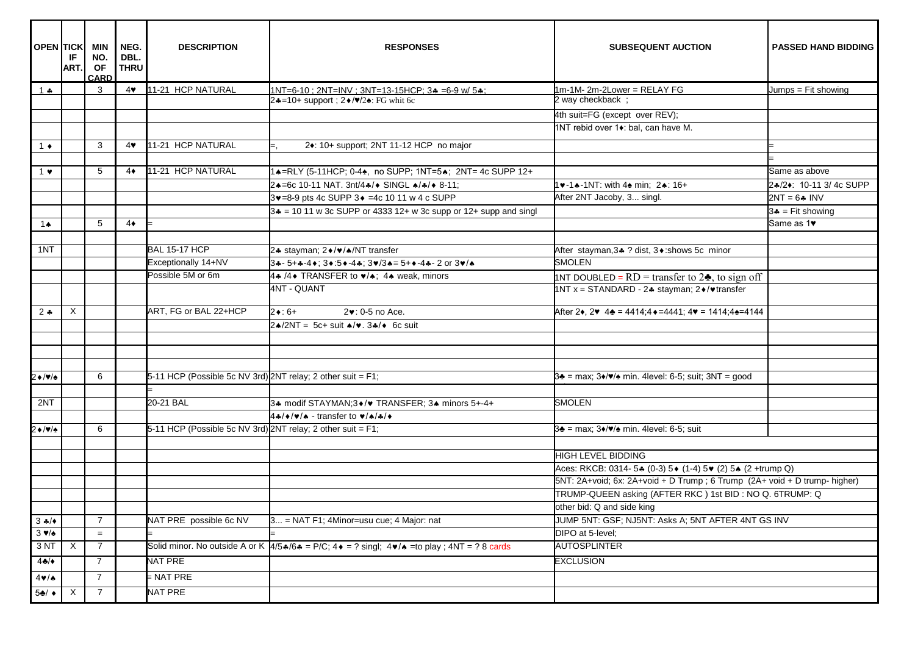| OPEN | TICK IF ART. | MIN NO. OF CARD | NEG. DBL. THRU | DESCRIPTION | RESPONSES | SUBSEQUENT AUCTION | PASSED HAND BIDDING |
|---|---|---|---|---|---|---|---|
| 1 ♣ | | 3 | 4♥ | 11-21 HCP NATURAL | 1NT=6-10 ; 2NT=INV ; 3NT=13-15HCP; 3♣ =6-9 w/ 5♣; | 1m-1M- 2m-2Lower = RELAY FG | Jumps = Fit showing |
| | | | | | 2♣=10+ support ; 2♦/♥/2♠: FG whit 6c | 2 way checkback ; | |
| | | | | | | 4th suit=FG (except over REV); | |
| | | | | | | 1NT rebid over 1♦: bal, can have M. | |
| 1 ♦ | | 3 | 4♥ | 11-21 HCP NATURAL | =, 2♦: 10+ support; 2NT 11-12 HCP no major | | = |
| | | | | | | | = |
| 1 ♥ | | 5 | 4♦ | 11-21 HCP NATURAL | 1♠=RLY (5-11HCP; 0-4♠, no SUPP; 1NT=5♠; 2NT= 4c SUPP 12+ | | Same as above |
| | | | | | 2♠=6c 10-11 NAT. 3nt/4♣/♦ SINGL ♠/♣/♦ 8-11; | 1♥-1♠-1NT: with 4♠ min; 2♠: 16+ | 2♣/2♦: 10-11 3/ 4c SUPP |
| | | | | | 3♥=8-9 pts 4c SUPP 3♦ =4c 10 11 w 4 c SUPP | After 2NT Jacoby, 3... singl. | 2NT = 6♣ INV |
| | | | | | 3♣ = 10 11 w 3c SUPP or 4333 12+ w 3c supp or 12+ supp and singl | | 3♣ = Fit showing |
| 1♠ | | 5 | 4♦ | = | | | Same as 1♥ |
| | | | | | | | |
| 1NT | | | | BAL 15-17 HCP | 2♣ stayman; 2♦/♥/♠/NT transfer | After stayman,3♣ ? dist, 3♦:shows 5c minor | |
| | | | | Exceptionally 14+NV | 3♣- 5+♣-4♦; 3♦:5♦-4♣; 3♥/3♠= 5+♦-4♣- 2 or 3♥/♠ | SMOLEN | |
| | | | | Possible 5M or 6m | 4♣ /4♦ TRANSFER to ♥/♠; 4♠ weak, minors | 1NT DOUBLED = RD = transfer to 2♣, to sign off | |
| | | | | | 4NT - QUANT | 1NT x = STANDARD - 2♣ stayman; 2♦/♥transfer | |
| 2 ♣ | X | | | ART, FG or BAL 22+HCP | 2♦: 6+ 2♥: 0-5 no Ace. | After 2♦, 2♥ 4♣ = 4414;4♦=4441; 4♥ = 1414;4♠=4144 | |
| | | | | | 2♠/2NT = 5c+ suit ♠/♥. 3♣/♦ 6c suit | | |
| | | | | | | | |
| | | | | | | | |
| | | | | | | | |
| 2♦/♥/♠ | | 6 | | 5-11 HCP (Possible 5c NV 3rd) | 2NT relay; 2 other suit = F1; | 3♣ = max; 3♦/♥/♠ min. 4level: 6-5; suit; 3NT = good | |
| | | | | = | | | |
| 2NT | | | | 20-21 BAL | 3♣ modif STAYMAN;3♦/♥ TRANSFER; 3♠ minors 5+-4+ | SMOLEN | |
| | | | | | 4♣/♦/♥/♠ - transfer to ♥/♠/♣/♦ | | |
| 2♦/♥/♠ | | 6 | | 5-11 HCP (Possible 5c NV 3rd) | 2NT relay; 2 other suit = F1; | 3♣ = max; 3♦/♥/♠ min. 4level: 6-5; suit | |
| | | | | | | | |
| | | | | | | HIGH LEVEL BIDDING | |
| | | | | | | Aces: RKCB: 0314- 5♣ (0-3) 5♦ (1-4) 5♥ (2) 5♠ (2 +trump Q) | |
| | | | | | | 5NT: 2A+void; 6x: 2A+void + D Trump ; 6 Trump (2A+ void + D trump- higher) | |
| | | | | | | TRUMP-QUEEN asking (AFTER RKC ) 1st BID : NO Q. 6TRUMP: Q | |
| | | | | | | other bid: Q and side king | |
| 3 ♣/♦ | | 7 | | NAT PRE possible 6c NV | 3... = NAT F1; 4Minor=usu cue; 4 Major: nat | JUMP 5NT: GSF; NJ5NT: Asks A; 5NT AFTER 4NT GS INV | |
| 3 ♥/♠ | | = | | = | = | DIPO at 5-level; | |
| 3 NT | X | 7 | | Solid minor. No outside A or K | 4/5♣/6♣ = P/C; 4♦ = ? singl; 4♥/♠ =to play ; 4NT = ? 8 cards | AUTOSPLINTER | |
| 4♣/♦ | | 7 | | NAT PRE | | EXCLUSION | |
| 4♥/♠ | | 7 | | = NAT PRE | | | |
| 5♣/ ♦ | X | 7 | | NAT PRE | | | |